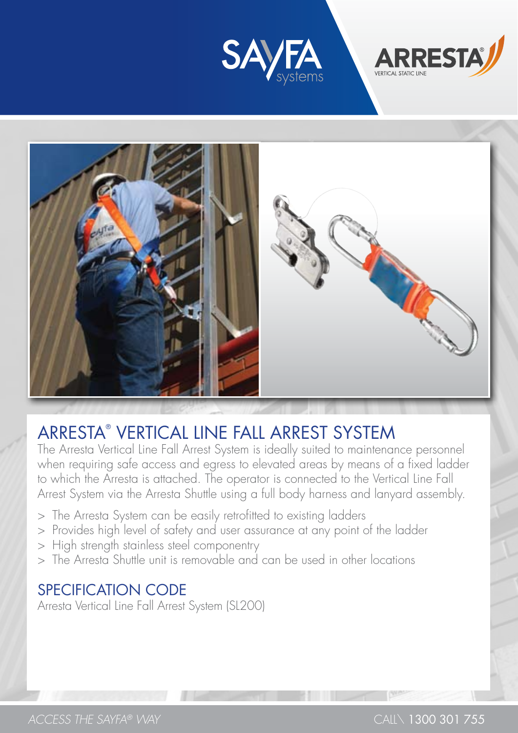SAYFA systems

ARRESTA® VERTICAL STATIC LINE

# ARRESTA® VERTICAL LINE FALL ARREST SYSTEM

The Arresta Vertical Line Fall Arrest System is ideally suited to maintenance personnel when requiring safe access and egress to elevated areas by means of a fixed ladder to which the Arresta is attached. The operator is connected to the Vertical Line Fall Arrest System via the Arresta Shuttle using a full body harness and lanyard assembly.

> The Arresta System can be easily retrofitted to existing ladders
> Provides high level of safety and user assurance at any point of the ladder
> High strength stainless steel componentry
> The Arresta Shuttle unit is removable and can be used in other locations

## SPECIFICATION CODE

Arresta Vertical Line Fall Arrest System (SL200)

*ACCESS THE SAYFA® WAY* CALL\ 1300 301 755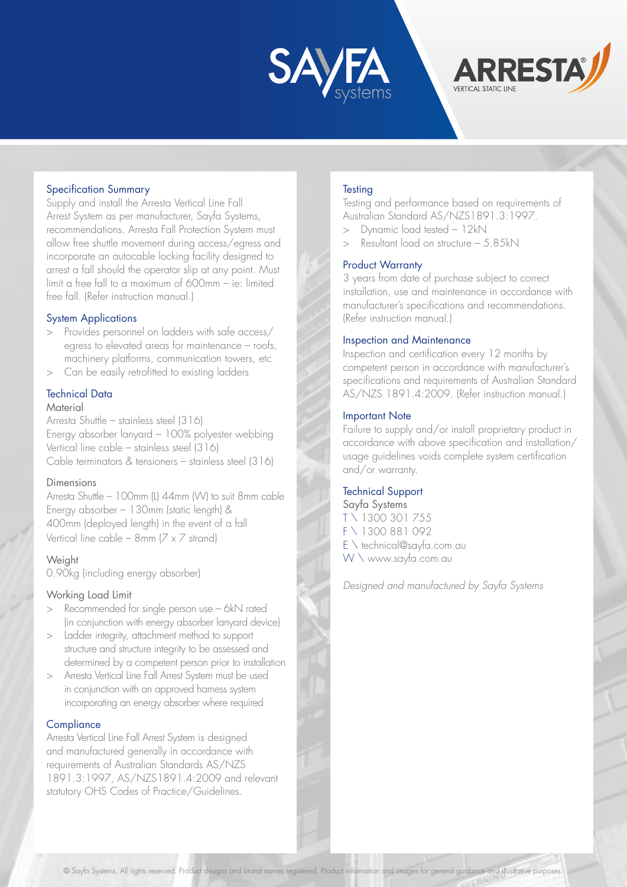## Specification Summary

Supply and install the Arresta Vertical Line Fall Arrest System as per manufacturer, Sayfa Systems, recommendations. Arresta Fall Protection System must allow free shuttle movement during access/egress and incorporate an autocable locking facility designed to arrest a fall should the operator slip at any point. Must limit a free fall to a maximum of 600mm – ie: limited free fall. (Refer instruction manual.)

## System Applications

> Provides personnel on ladders with safe access/egress to elevated areas for maintenance – roofs, machinery platforms, communication towers, etc

> Can be easily retrofitted to existing ladders

## Technical Data

### Material

Arresta Shuttle – stainless steel (316)
Energy absorber lanyard – 100% polyester webbing
Vertical line cable – stainless steel (316)
Cable terminators & tensioners – stainless steel (316)

### Dimensions

Arresta Shuttle – 100mm (L) 44mm (W) to suit 8mm cable
Energy absorber – 130mm (static length) & 400mm (deployed length) in the event of a fall
Vertical line cable – 8mm (7 x 7 strand)

### Weight

0.90kg (including energy absorber)

### Working Load Limit

> Recommended for single person use – 6kN rated (in conjunction with energy absorber lanyard device)

> Ladder integrity, attachment method to support structure and structure integrity to be assessed and determined by a competent person prior to installation

> Arresta Vertical Line Fall Arrest System must be used in conjunction with an approved harness system incorporating an energy absorber where required

## Compliance

Arresta Vertical Line Fall Arrest System is designed and manufactured generally in accordance with requirements of Australian Standards AS/NZS 1891.3:1997, AS/NZS1891.4:2009 and relevant statutory OHS Codes of Practice/Guidelines.

## Testing

Testing and performance based on requirements of Australian Standard AS/NZS1891.3:1997.

> Dynamic load tested – 12kN

> Resultant load on structure – 5.85kN

## Product Warranty

3 years from date of purchase subject to correct installation, use and maintenance in accordance with manufacturer's specifications and recommendations. (Refer instruction manual.)

## Inspection and Maintenance

Inspection and certification every 12 months by competent person in accordance with manufacturer's specifications and requirements of Australian Standard AS/NZS 1891.4:2009. (Refer instruction manual.)

## Important Note

Failure to supply and/or install proprietary product in accordance with above specification and installation/usage guidelines voids complete system certification and/or warranty.

## Technical Support

Sayfa Systems
T \ 1300 301 755
F \ 1300 881 092
E \ technical@sayfa.com.au
W \ www.sayfa.com.au

*Designed and manufactured by Sayfa Systems*

© Sayfa Systems. All rights reserved. Product designs and brand names registered. Product information and images for general guidance and illustrative purposes.